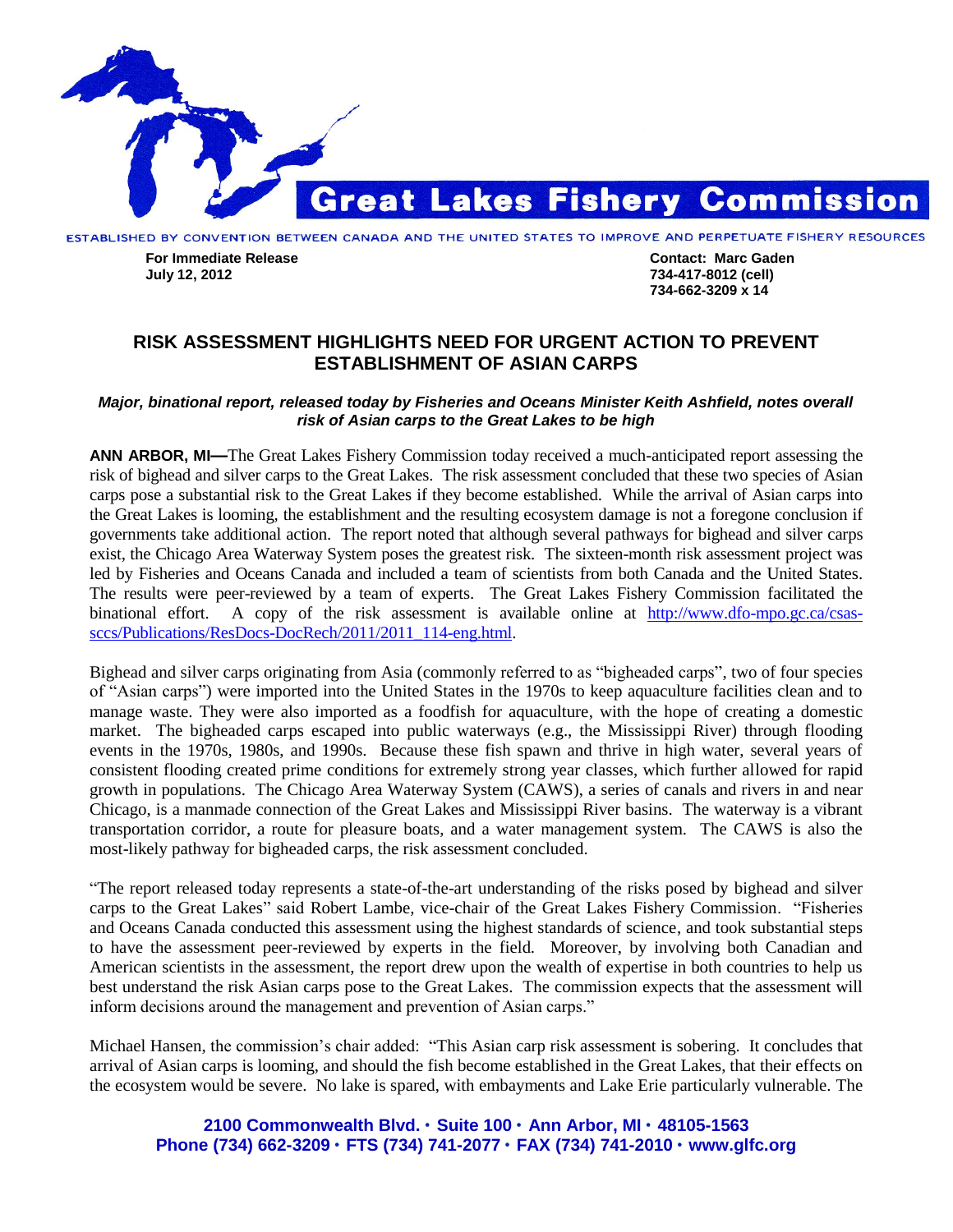# Great Lakes Fishery Commission

ESTABLISHED BY CONVENTION BETWEEN CANADA AND THE UNITED STATES TO IMPROVE AND PERPETUATE FISHERY RESOURCES

**For Immediate Release**
**July 12, 2012**

**Contact: Marc Gaden**
**734-417-8012 (cell)**
**734-662-3209 x 14**

## RISK ASSESSMENT HIGHLIGHTS NEED FOR URGENT ACTION TO PREVENT ESTABLISHMENT OF ASIAN CARPS

***Major, binational report, released today by Fisheries and Oceans Minister Keith Ashfield, notes overall risk of Asian carps to the Great Lakes to be high***

**ANN ARBOR, MI—**The Great Lakes Fishery Commission today received a much-anticipated report assessing the risk of bighead and silver carps to the Great Lakes. The risk assessment concluded that these two species of Asian carps pose a substantial risk to the Great Lakes if they become established. While the arrival of Asian carps into the Great Lakes is looming, the establishment and the resulting ecosystem damage is not a foregone conclusion if governments take additional action. The report noted that although several pathways for bighead and silver carps exist, the Chicago Area Waterway System poses the greatest risk. The sixteen-month risk assessment project was led by Fisheries and Oceans Canada and included a team of scientists from both Canada and the United States. The results were peer-reviewed by a team of experts. The Great Lakes Fishery Commission facilitated the binational effort. A copy of the risk assessment is available online at [http://www.dfo-mpo.gc.ca/csas-sccs/Publications/ResDocs-DocRech/2011/2011_114-eng.html](http://www.dfo-mpo.gc.ca/csas-sccs/Publications/ResDocs-DocRech/2011/2011_114-eng.html).

Bighead and silver carps originating from Asia (commonly referred to as "bigheaded carps", two of four species of "Asian carps") were imported into the United States in the 1970s to keep aquaculture facilities clean and to manage waste. They were also imported as a foodfish for aquaculture, with the hope of creating a domestic market. The bigheaded carps escaped into public waterways (e.g., the Mississippi River) through flooding events in the 1970s, 1980s, and 1990s. Because these fish spawn and thrive in high water, several years of consistent flooding created prime conditions for extremely strong year classes, which further allowed for rapid growth in populations. The Chicago Area Waterway System (CAWS), a series of canals and rivers in and near Chicago, is a manmade connection of the Great Lakes and Mississippi River basins. The waterway is a vibrant transportation corridor, a route for pleasure boats, and a water management system. The CAWS is also the most-likely pathway for bigheaded carps, the risk assessment concluded.

"The report released today represents a state-of-the-art understanding of the risks posed by bighead and silver carps to the Great Lakes" said Robert Lambe, vice-chair of the Great Lakes Fishery Commission. "Fisheries and Oceans Canada conducted this assessment using the highest standards of science, and took substantial steps to have the assessment peer-reviewed by experts in the field. Moreover, by involving both Canadian and American scientists in the assessment, the report drew upon the wealth of expertise in both countries to help us best understand the risk Asian carps pose to the Great Lakes. The commission expects that the assessment will inform decisions around the management and prevention of Asian carps."

Michael Hansen, the commission's chair added: "This Asian carp risk assessment is sobering. It concludes that arrival of Asian carps is looming, and should the fish become established in the Great Lakes, that their effects on the ecosystem would be severe. No lake is spared, with embayments and Lake Erie particularly vulnerable. The

**2100 Commonwealth Blvd. • Suite 100 • Ann Arbor, MI • 48105-1563**
**Phone (734) 662-3209 • FTS (734) 741-2077 • FAX (734) 741-2010 • www.glfc.org**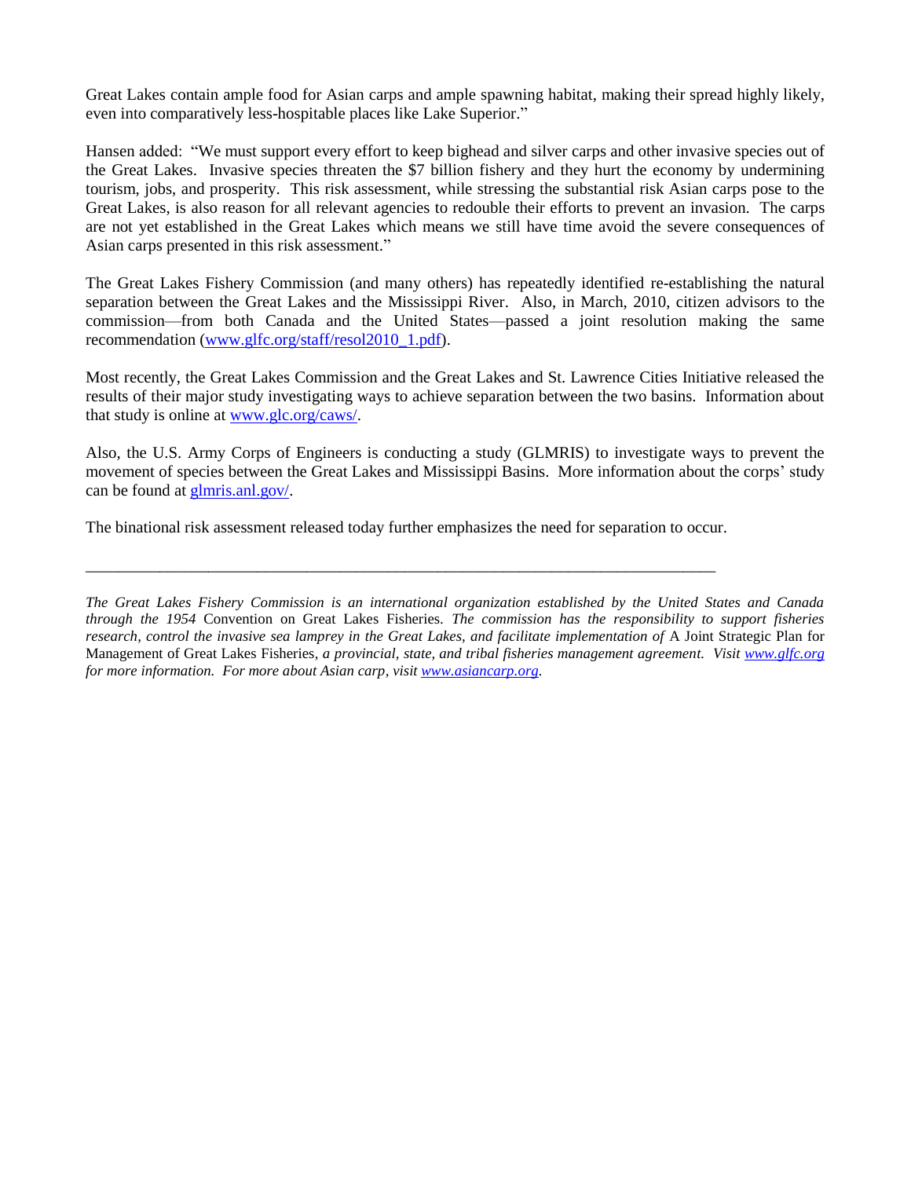Great Lakes contain ample food for Asian carps and ample spawning habitat, making their spread highly likely, even into comparatively less-hospitable places like Lake Superior."

Hansen added: "We must support every effort to keep bighead and silver carps and other invasive species out of the Great Lakes. Invasive species threaten the $7 billion fishery and they hurt the economy by undermining tourism, jobs, and prosperity. This risk assessment, while stressing the substantial risk Asian carps pose to the Great Lakes, is also reason for all relevant agencies to redouble their efforts to prevent an invasion. The carps are not yet established in the Great Lakes which means we still have time avoid the severe consequences of Asian carps presented in this risk assessment."

The Great Lakes Fishery Commission (and many others) has repeatedly identified re-establishing the natural separation between the Great Lakes and the Mississippi River. Also, in March, 2010, citizen advisors to the commission—from both Canada and the United States—passed a joint resolution making the same recommendation ([www.glfc.org/staff/resol2010_1.pdf](www.glfc.org/staff/resol2010_1.pdf)).

Most recently, the Great Lakes Commission and the Great Lakes and St. Lawrence Cities Initiative released the results of their major study investigating ways to achieve separation between the two basins. Information about that study is online at [www.glc.org/caws/](www.glc.org/caws/).

Also, the U.S. Army Corps of Engineers is conducting a study (GLMRIS) to investigate ways to prevent the movement of species between the Great Lakes and Mississippi Basins. More information about the corps' study can be found at [glmris.anl.gov/](glmris.anl.gov/).

The binational risk assessment released today further emphasizes the need for separation to occur.

---

*The Great Lakes Fishery Commission is an international organization established by the United States and Canada through the 1954* Convention on Great Lakes Fisheries*. The commission has the responsibility to support fisheries research, control the invasive sea lamprey in the Great Lakes, and facilitate implementation of* A Joint Strategic Plan for Management of Great Lakes Fisheries*, a provincial, state, and tribal fisheries management agreement. Visit [www.glfc.org](www.glfc.org) for more information. For more about Asian carp, visit [www.asiancarp.org](www.asiancarp.org).*